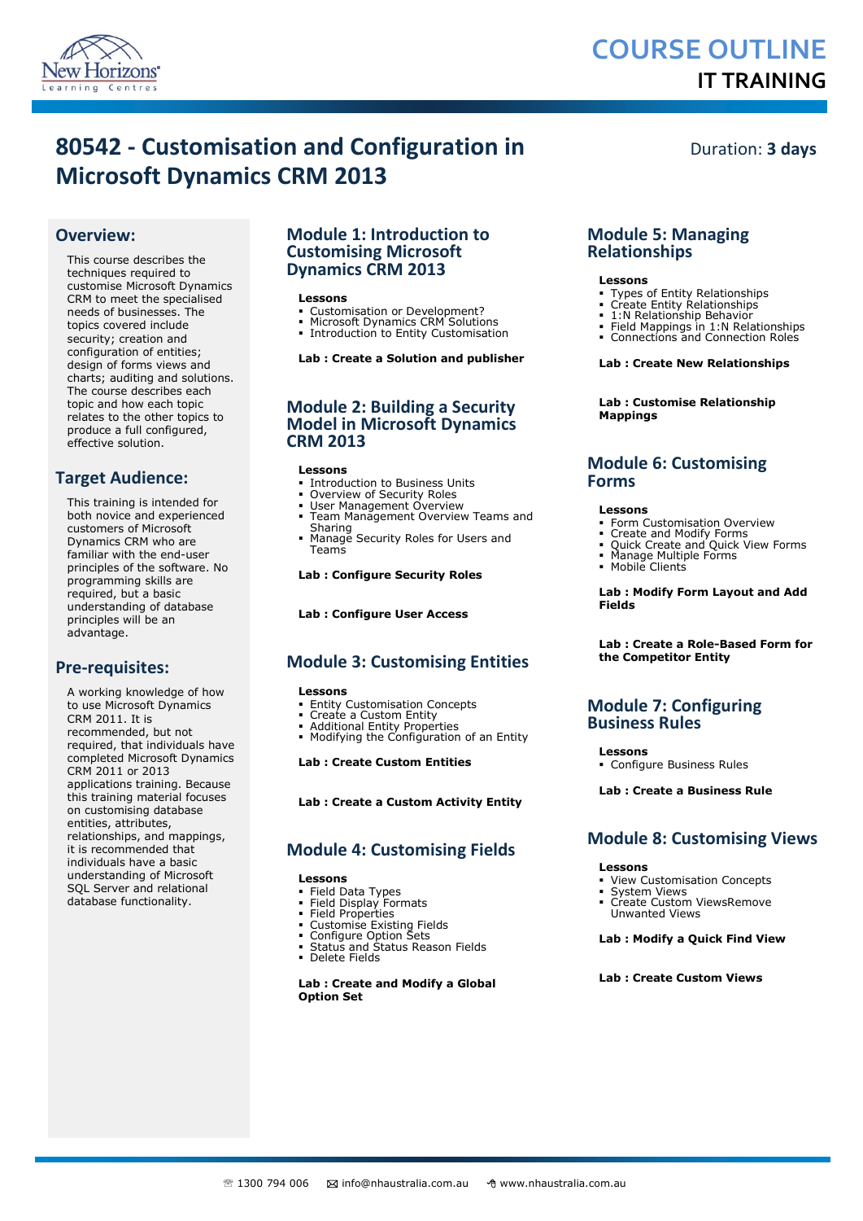# COURSE OUTLINE

## IT TRAINING

# 80542 - Customisation and Configuration in Microsoft Dynamics CRM 2013

Duration: **3 days**

## Overview:

This course describes the techniques required to customise Microsoft Dynamics CRM to meet the specialised needs of businesses. The topics covered include security; creation and configuration of entities; design of forms views and charts; auditing and solutions. The course describes each topic and how each topic relates to the other topics to produce a full configured, effective solution.

## Target Audience:

This training is intended for both novice and experienced customers of Microsoft Dynamics CRM who are familiar with the end-user principles of the software. No programming skills are required, but a basic understanding of database principles will be an advantage.

## Pre-requisites:

A working knowledge of how to use Microsoft Dynamics CRM 2011. It is recommended, but not required, that individuals have completed Microsoft Dynamics CRM 2011 or 2013 applications training. Because this training material focuses on customising database entities, attributes, relationships, and mappings, it is recommended that individuals have a basic understanding of Microsoft SQL Server and relational database functionality.

## Module 1: Introduction to Customising Microsoft Dynamics CRM 2013

**Lessons**

- Customisation or Development?
- Microsoft Dynamics CRM Solutions
- Introduction to Entity Customisation

**Lab : Create a Solution and publisher**

## Module 2: Building a Security Model in Microsoft Dynamics CRM 2013

**Lessons**

- Introduction to Business Units
- Overview of Security Roles
- User Management Overview
- Team Management Overview Teams and Sharing
- Manage Security Roles for Users and Teams

**Lab : Configure Security Roles**

**Lab : Configure User Access**

## Module 3: Customising Entities

**Lessons**

- Entity Customisation Concepts
- Create a Custom Entity
- Additional Entity Properties
- Modifying the Configuration of an Entity

**Lab : Create Custom Entities**

**Lab : Create a Custom Activity Entity**

## Module 4: Customising Fields

**Lessons**

- Field Data Types
- Field Display Formats
- Field Properties
- Customise Existing Fields
- Configure Option Sets
- Status and Status Reason Fields
- Delete Fields

**Lab : Create and Modify a Global Option Set**

## Module 5: Managing Relationships

**Lessons**

- Types of Entity Relationships
- Create Entity Relationships
- 1:N Relationship Behavior
- Field Mappings in 1:N Relationships
- Connections and Connection Roles

**Lab : Create New Relationships**

**Lab : Customise Relationship Mappings**

## Module 6: Customising Forms

**Lessons**

- Form Customisation Overview
- Create and Modify Forms
- Quick Create and Quick View Forms
- Manage Multiple Forms
- Mobile Clients

**Lab : Modify Form Layout and Add Fields**

**Lab : Create a Role-Based Form for the Competitor Entity**

## Module 7: Configuring Business Rules

**Lessons**

- Configure Business Rules

**Lab : Create a Business Rule**

## Module 8: Customising Views

**Lessons**

- View Customisation Concepts
- System Views
- Create Custom ViewsRemove Unwanted Views

**Lab : Modify a Quick Find View**

**Lab : Create Custom Views**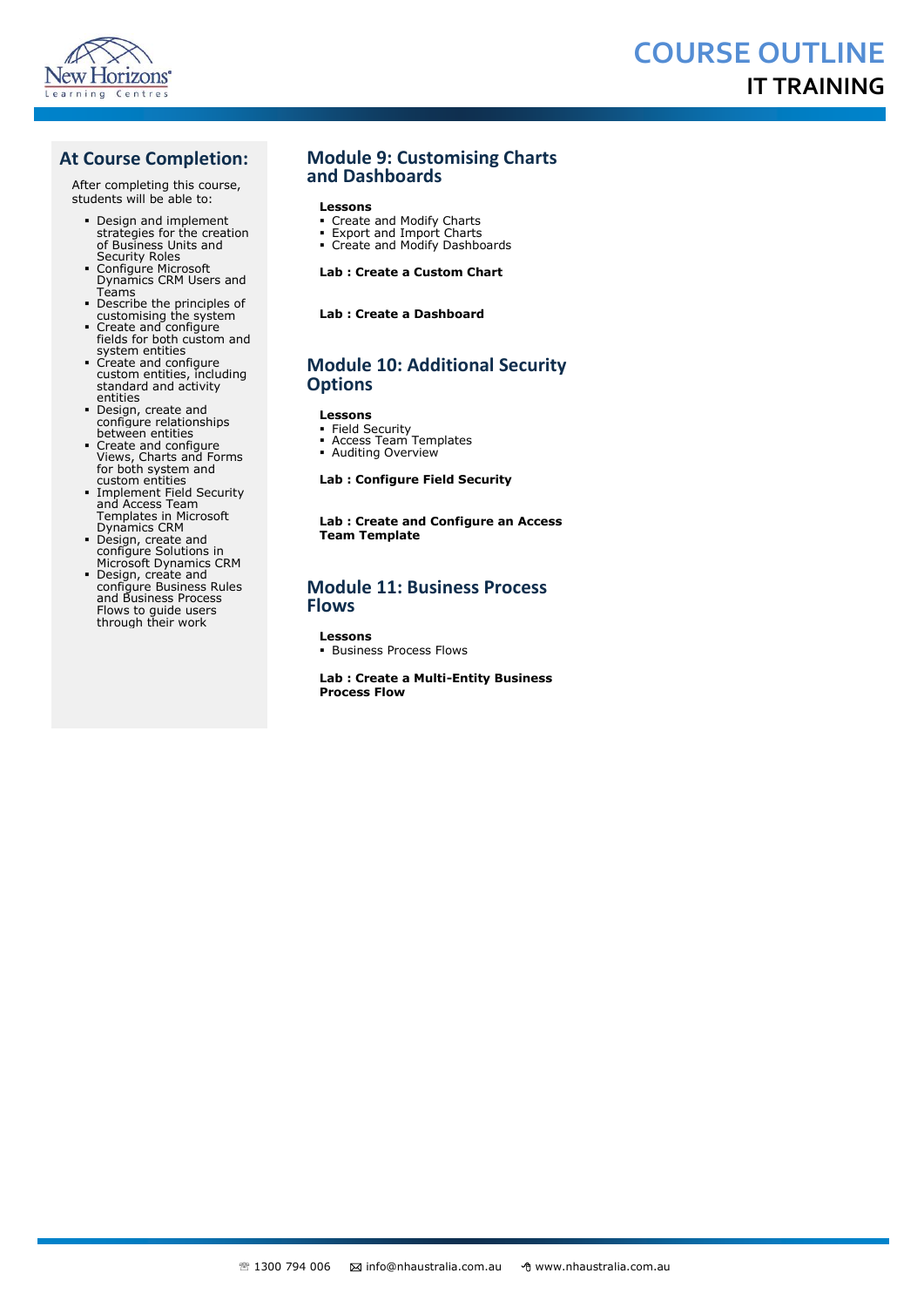## At Course Completion:

After completing this course, students will be able to:

- Design and implement strategies for the creation of Business Units and Security Roles
- Configure Microsoft Dynamics CRM Users and Teams
- Describe the principles of customising the system
- Create and configure fields for both custom and system entities
- Create and configure custom entities, including standard and activity entities
- Design, create and configure relationships between entities
- Create and configure Views, Charts and Forms for both system and custom entities
- Implement Field Security and Access Team Templates in Microsoft Dynamics CRM
- Design, create and configure Solutions in Microsoft Dynamics CRM
- Design, create and configure Business Rules and Business Process Flows to guide users through their work

## Module 9: Customising Charts and Dashboards

**Lessons**

- Create and Modify Charts
- Export and Import Charts
- Create and Modify Dashboards

**Lab : Create a Custom Chart**

**Lab : Create a Dashboard**

## Module 10: Additional Security Options

**Lessons**

- Field Security
- Access Team Templates
- Auditing Overview

**Lab : Configure Field Security**

**Lab : Create and Configure an Access Team Template**

## Module 11: Business Process Flows

**Lessons**

- Business Process Flows

**Lab : Create a Multi-Entity Business Process Flow**